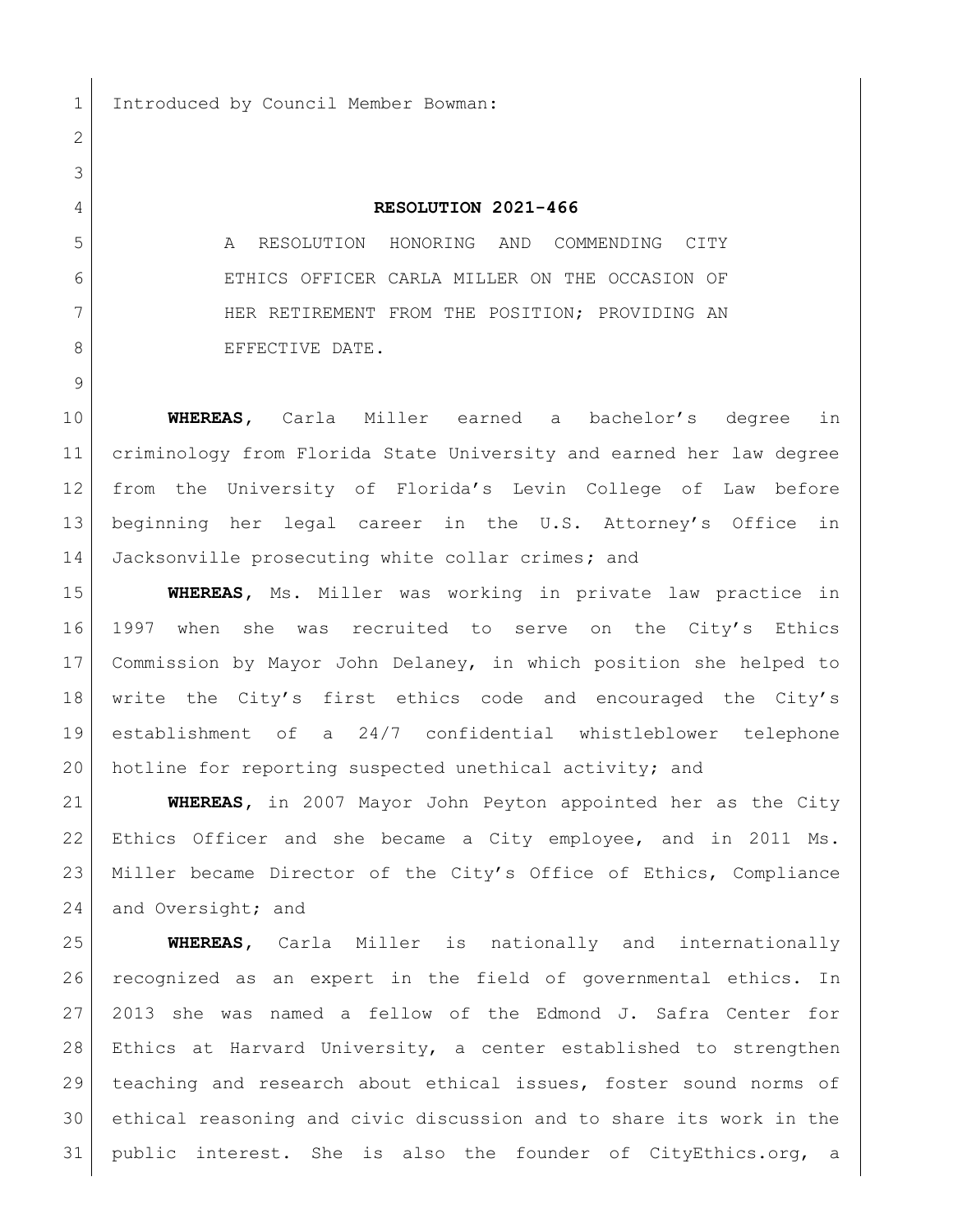Introduced by Council Member Bowman:

## RESOLUTION 2021-466

A RESOLUTION HONORING AND COMMENDING CITY ETHICS OFFICER CARLA MILLER ON THE OCCASION OF HER RETIREMENT FROM THE POSITION; PROVIDING AN EFFECTIVE DATE.

**WHEREAS,** Carla Miller earned a bachelor's degree in criminology from Florida State University and earned her law degree from the University of Florida's Levin College of Law before beginning her legal career in the U.S. Attorney's Office in Jacksonville prosecuting white collar crimes; and

**WHEREAS,** Ms. Miller was working in private law practice in 1997 when she was recruited to serve on the City's Ethics Commission by Mayor John Delaney, in which position she helped to write the City's first ethics code and encouraged the City's establishment of a 24/7 confidential whistleblower telephone hotline for reporting suspected unethical activity; and

**WHEREAS,** in 2007 Mayor John Peyton appointed her as the City Ethics Officer and she became a City employee, and in 2011 Ms. Miller became Director of the City's Office of Ethics, Compliance and Oversight; and

**WHEREAS,** Carla Miller is nationally and internationally recognized as an expert in the field of governmental ethics. In 2013 she was named a fellow of the Edmond J. Safra Center for Ethics at Harvard University, a center established to strengthen teaching and research about ethical issues, foster sound norms of ethical reasoning and civic discussion and to share its work in the public interest. She is also the founder of CityEthics.org, a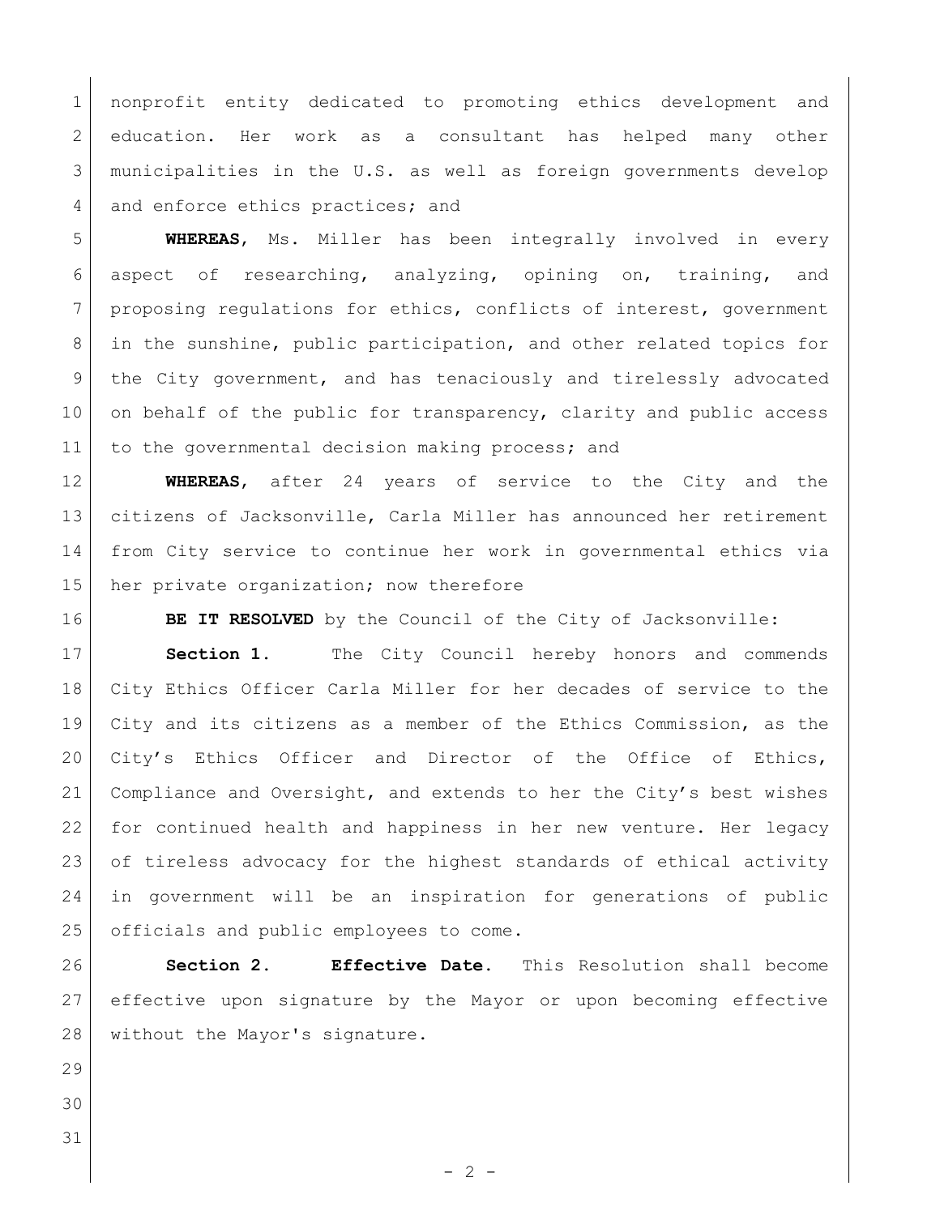nonprofit entity dedicated to promoting ethics development and education. Her work as a consultant has helped many other municipalities in the U.S. as well as foreign governments develop and enforce ethics practices; and

**WHEREAS**, Ms. Miller has been integrally involved in every aspect of researching, analyzing, opining on, training, and proposing regulations for ethics, conflicts of interest, government in the sunshine, public participation, and other related topics for the City government, and has tenaciously and tirelessly advocated on behalf of the public for transparency, clarity and public access to the governmental decision making process; and

**WHEREAS**, after 24 years of service to the City and the citizens of Jacksonville, Carla Miller has announced her retirement from City service to continue her work in governmental ethics via her private organization; now therefore

**BE IT RESOLVED** by the Council of the City of Jacksonville:

**Section 1.** The City Council hereby honors and commends City Ethics Officer Carla Miller for her decades of service to the City and its citizens as a member of the Ethics Commission, as the City's Ethics Officer and Director of the Office of Ethics, Compliance and Oversight, and extends to her the City's best wishes for continued health and happiness in her new venture. Her legacy of tireless advocacy for the highest standards of ethical activity in government will be an inspiration for generations of public officials and public employees to come.

**Section 2. Effective Date.** This Resolution shall become effective upon signature by the Mayor or upon becoming effective without the Mayor's signature.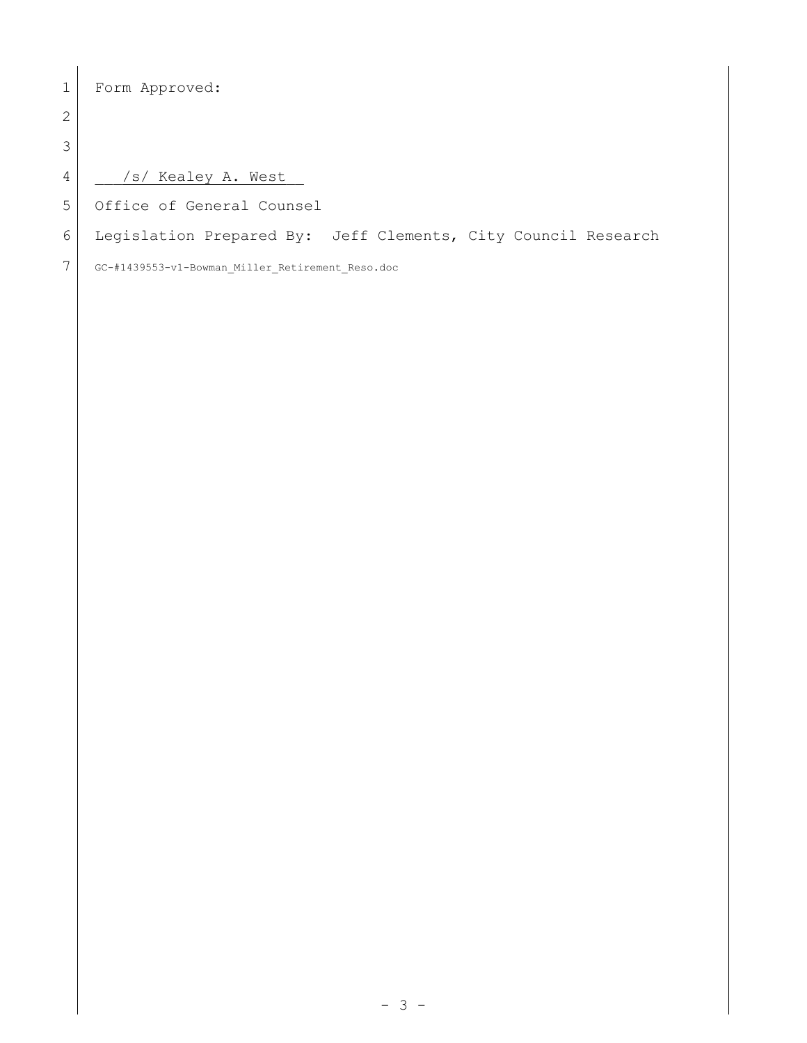Form Approved:

/s/ Kealey A. West

Office of General Counsel

Legislation Prepared By: Jeff Clements, City Council Research

GC-#1439553-v1-Bowman_Miller_Retirement_Reso.doc